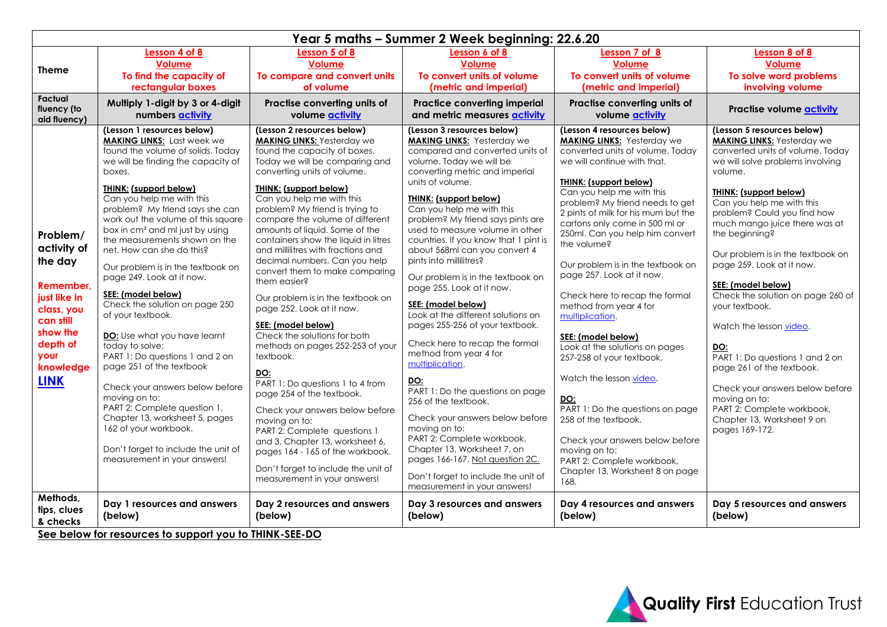| Year 5 maths – Summer 2 Week beginning: 22.6.20 | | | | | |
|---|---|---|---|---|---|
| **Theme** | **Lesson 4 of 8**<br>**Volume**<br>**To find the capacity of rectangular boxes** | **Lesson 5 of 8**<br>**Volume**<br>**To compare and convert units of volume** | **Lesson 6 of 8**<br>**Volume**<br>**To convert units of volume (metric and imperial)** | **Lesson 7 of 8**<br>**Volume**<br>**To convert units of volume (metric and imperial)** | **Lesson 8 of 8**<br>**Volume**<br>**To solve word problems involving volume** |
| **Factual fluency (to aid fluency)** | **Multiply 1-digit by 3 or 4-digit numbers activity** | **Practise converting units of volume activity** | **Practise converting imperial and metric measures activity** | **Practise converting units of volume activity** | **Practise volume activity** |
| **Problem/ activity of the day**<br><br>**Remember, just like in class, you can still show the depth of your knowledge LINK** | **(Lesson 1 resources below)**<br>**MAKING LINKS:** Last week we found the volume of solids. Today we will be finding the capacity of boxes.<br><br>**THINK: (support below)**<br>Can you help me with this problem? My friend says she can work out the volume of this square box in cm³ and ml just by using the measurements shown on the net. How can she do this?<br><br>Our problem is in the textbook on page 249. Look at it now.<br><br>**SEE: (model below)**<br>Check the solution on page 250 of your textbook.<br><br>**DO:** Use what you have learnt today to solve:<br>PART 1: Do questions 1 and 2 on page 251 of the textbook<br><br>Check your answers below before moving on to:<br>PART 2: Complete question 1, Chapter 13, worksheet 5, pages 162 of your workbook.<br><br>Don't forget to include the unit of measurement in your answers! | **(Lesson 2 resources below)**<br>**MAKING LINKS:** Yesterday we found the capacity of boxes. Today we will be comparing and converting units of volume.<br><br>**THINK: (support below)**<br>Can you help me with this problem? My friend is trying to compare the volume of different amounts of liquid. Some of the containers show the liquid in litres and millilitres with fractions and decimal numbers. Can you help convert them to make comparing them easier?<br><br>Our problem is in the textbook on page 252. Look at it now.<br><br>**SEE: (model below)**<br>Check the solutions for both methods on pages 252-253 of your textbook.<br><br>**DO:**<br>PART 1: Do questions 1 to 4 from page 254 of the textbook.<br><br>Check your answers below before moving on to:<br>PART 2: Complete questions 1 and 3, Chapter 13, worksheet 6, pages 164 - 165 of the workbook.<br><br>Don't forget to include the unit of measurement in your answers! | **(Lesson 3 resources below)**<br>**MAKING LINKS:** Yesterday we compared and converted units of volume. Today we will be converting metric and imperial units of volume.<br><br>**THINK: (support below)**<br>Can you help me with this problem? My friend says pints are used to measure volume in other countries. If you know that 1 pint is about 568ml can you convert 4 pints into millilitres?<br><br>Our problem is in the textbook on page 255. Look at it now.<br><br>**SEE: (model below)**<br>Look at the different solutions on pages 255-256 of your textbook.<br><br>Check here to recap the formal method from year 4 for multiplication.<br><br>**DO:**<br>PART 1: Do the questions on page 256 of the textbook.<br><br>Check your answers below before moving on to:<br>PART 2: Complete workbook, Chapter 13, Worksheet 7, on pages 166-167. Not question 2C.<br><br>Don't forget to include the unit of measurement in your answers! | **(Lesson 4 resources below)**<br>**MAKING LINKS:** Yesterday we converted units of volume. Today we will continue with that.<br><br>**THINK: (support below)**<br>Can you help me with this problem? My friend needs to get 2 pints of milk for his mum but the cartons only come in 500 ml or 250ml. Can you help him convert the volume?<br><br>Our problem is in the textbook on page 257. Look at it now.<br><br>Check here to recap the formal method from year 4 for multiplication.<br><br>**SEE: (model below)**<br>Look at the solutions on pages 257-258 of your textbook.<br><br>Watch the lesson video.<br><br>**DO:**<br>PART 1: Do the questions on page 258 of the textbook.<br><br>Check your answers below before moving on to:<br>PART 2: Complete workbook, Chapter 13, Worksheet 8 on page 168. | **(Lesson 5 resources below)**<br>**MAKING LINKS:** Yesterday we converted units of volume. Today we will solve problems involving volume.<br><br>**THINK: (support below)**<br>Can you help me with this problem? Could you find how much mango juice there was at the beginning?<br><br>Our problem is in the textbook on page 259. Look at it now.<br><br>**SEE: (model below)**<br>Check the solution on page 260 of your textbook.<br><br>Watch the lesson video.<br><br>**DO:**<br>PART 1: Do questions 1 and 2 on page 261 of the textbook.<br><br>Check your answers below before moving on to:<br>PART 2: Complete workbook, Chapter 13, Worksheet 9 on pages 169-172. |
| **Methods, tips, clues & checks** | **Day 1 resources and answers (below)** | **Day 2 resources and answers (below)** | **Day 3 resources and answers (below)** | **Day 4 resources and answers (below)** | **Day 5 resources and answers (below)** |

**See below for resources to support you to THINK-SEE-DO**

Quality First Education Trust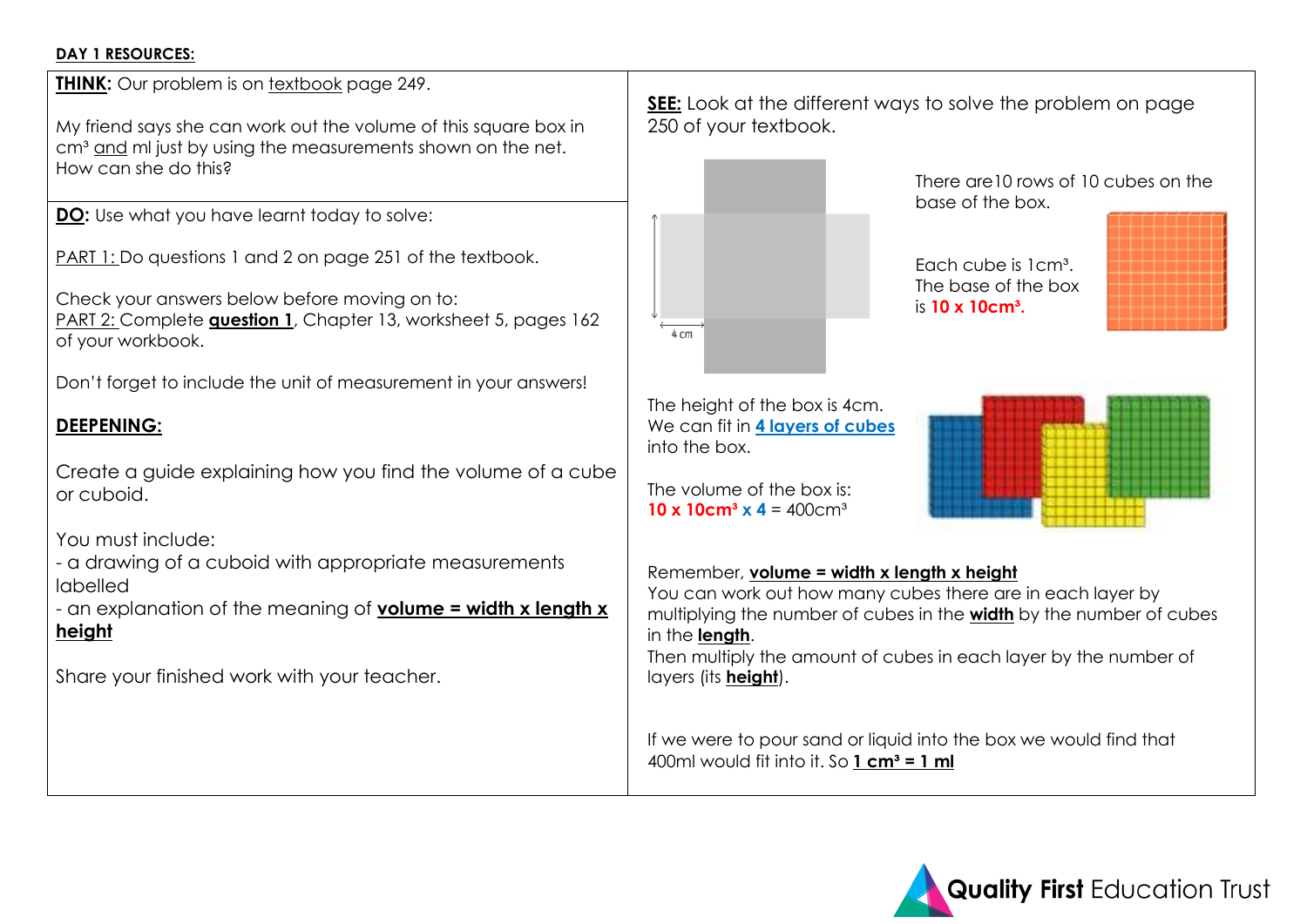**DAY 1 RESOURCES:**

**THINK:** Our problem is on textbook page 249.

My friend says she can work out the volume of this square box in $cm^3$ and ml just by using the measurements shown on the net. How can she do this?

**DO:** Use what you have learnt today to solve:

PART 1: Do questions 1 and 2 on page 251 of the textbook.

Check your answers below before moving on to:
PART 2: Complete **question 1**, Chapter 13, worksheet 5, pages 162 of your workbook.

Don't forget to include the unit of measurement in your answers!

**DEEPENING:**

Create a guide explaining how you find the volume of a cube or cuboid.

You must include:
- a drawing of a cuboid with appropriate measurements labelled
- an explanation of the meaning of **volume = width x length x height**

Share your finished work with your teacher.

**SEE:** Look at the different ways to solve the problem on page 250 of your textbook.

4 cm

There are10 rows of 10 cubes on the base of the box.

Each cube is $1cm^3$. The base of the box is **$10 \times 10cm^3$.**

The height of the box is 4cm. We can fit in **4 layers of cubes** into the box.

The volume of the box is:
**$10 \times 10cm^3 \times 4$** = $400cm^3$

Remember, **volume = width x length x height**
You can work out how many cubes there are in each layer by multiplying the number of cubes in the **width** by the number of cubes in the **length**.
Then multiply the amount of cubes in each layer by the number of layers (its **height**).

If we were to pour sand or liquid into the box we would find that 400ml would fit into it. So **$1 cm^3$ = 1 ml**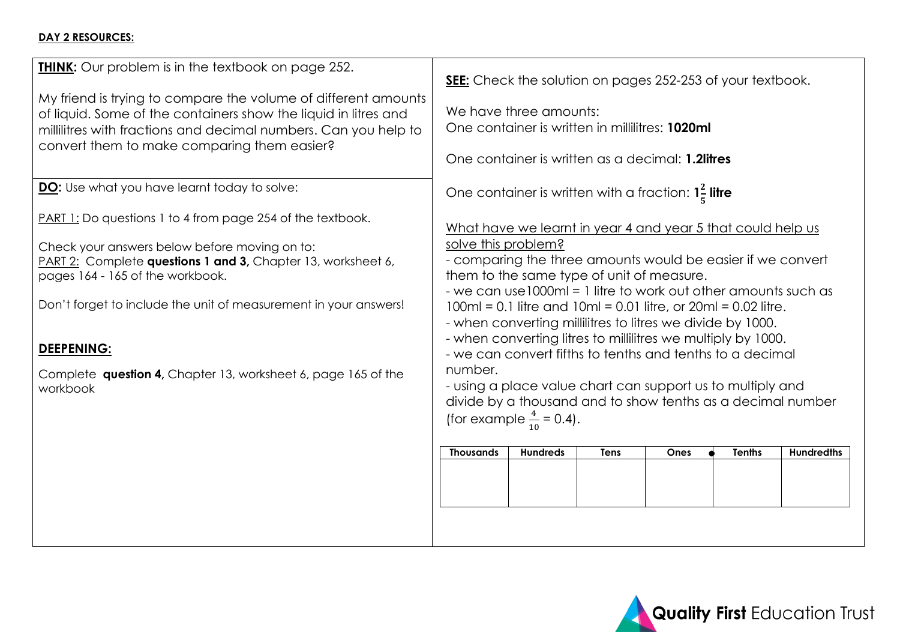**DAY 2 RESOURCES:**

**THINK:** Our problem is in the textbook on page 252.

My friend is trying to compare the volume of different amounts of liquid. Some of the containers show the liquid in litres and millilitres with fractions and decimal numbers. Can you help to convert them to make comparing them easier?

**DO:** Use what you have learnt today to solve:

PART 1: Do questions 1 to 4 from page 254 of the textbook.

Check your answers below before moving on to:
PART 2: Complete **questions 1 and 3,** Chapter 13, worksheet 6, pages 164 - 165 of the workbook.

Don't forget to include the unit of measurement in your answers!

**DEEPENING:**

Complete **question 4,** Chapter 13, worksheet 6, page 165 of the workbook

**SEE:** Check the solution on pages 252-253 of your textbook.

We have three amounts:
One container is written in millilitres: **1020ml**

One container is written as a decimal: **1.2litres**

One container is written with a fraction: **$1\frac{2}{5}$ litre**

What have we learnt in year 4 and year 5 that could help us solve this problem?

- comparing the three amounts would be easier if we convert them to the same type of unit of measure.
- we can use1000ml = 1 litre to work out other amounts such as 100ml = 0.1 litre and 10ml = 0.01 litre, or 20ml = 0.02 litre.
- when converting millilitres to litres we divide by 1000.
- when converting litres to millilitres we multiply by 1000.
- we can convert fifths to tenths and tenths to a decimal number.
- using a place value chart can support us to multiply and divide by a thousand and to show tenths as a decimal number (for example $\frac{4}{10}$ = 0.4).

| Thousands | Hundreds | Tens | Ones | Tenths | Hundredths |
|---|---|---|---|---|---|
| | | | | | |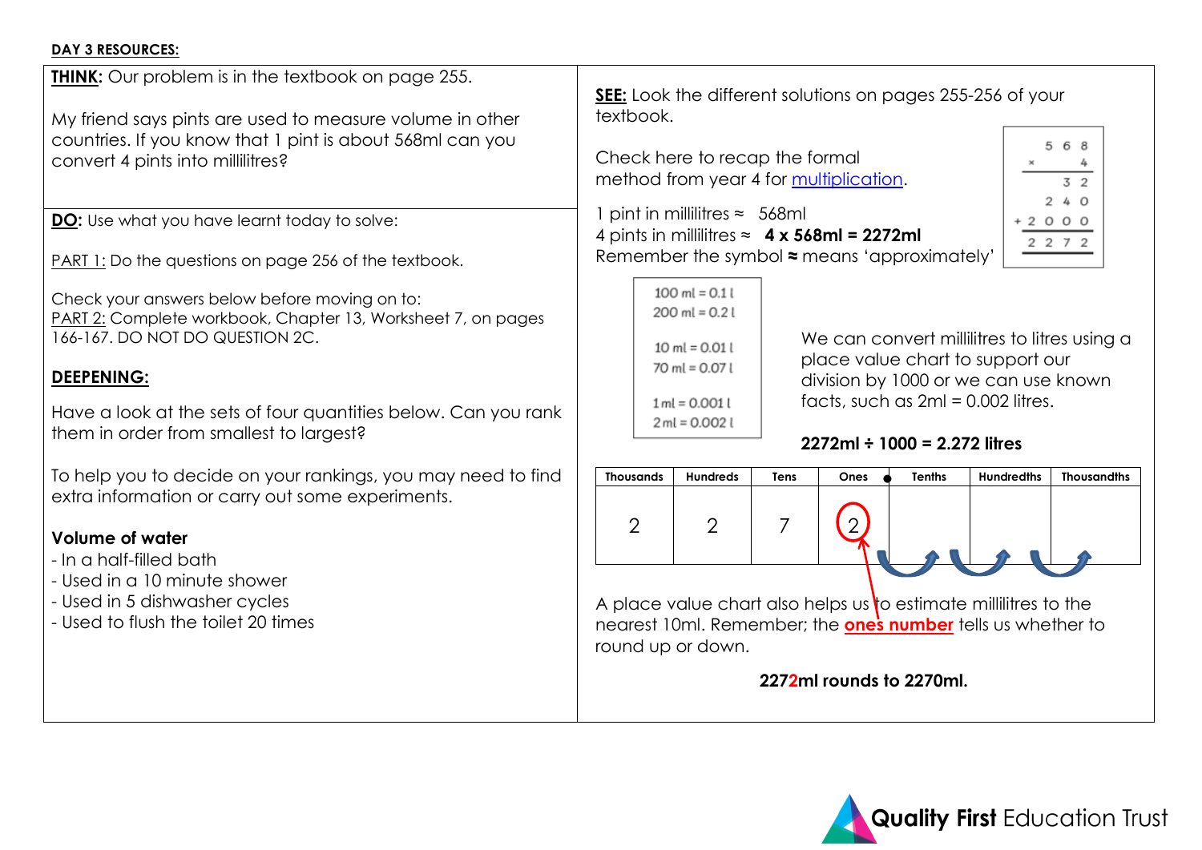**DAY 3 RESOURCES:**

**THINK:** Our problem is in the textbook on page 255.

My friend says pints are used to measure volume in other countries. If you know that 1 pint is about 568ml can you convert 4 pints into millilitres?

**DO:** Use what you have learnt today to solve:

PART 1: Do the questions on page 256 of the textbook.

Check your answers below before moving on to:
PART 2: Complete workbook, Chapter 13, Worksheet 7, on pages 166-167. DO NOT DO QUESTION 2C.

**DEEPENING:**

Have a look at the sets of four quantities below. Can you rank them in order from smallest to largest?

To help you to decide on your rankings, you may need to find extra information or carry out some experiments.

**Volume of water**

- In a half-filled bath
- Used in a 10 minute shower
- Used in 5 dishwasher cycles
- Used to flush the toilet 20 times

**SEE:** Look the different solutions on pages 255-256 of your textbook.

Check here to recap the formal method from year 4 for multiplication.

```
      5 6 8
  ×       4
      -----
        3 2
      2 4 0
  + 2 0 0 0
  ---------
    2 2 7 2
```

1 pint in millilitres ≈ 568ml
4 pints in millilitres ≈ **4 x 568ml = 2272ml**
Remember the symbol **≈** means 'approximately'

100 ml = 0.1 l
200 ml = 0.2 l

10 ml = 0.01 l
70 ml = 0.07 l

1 ml = 0.001 l
2 ml = 0.002 l

We can convert millilitres to litres using a place value chart to support our division by 1000 or we can use known facts, such as 2ml = 0.002 litres.

**2272ml ÷ 1000 = 2.272 litres**

| Thousands | Hundreds | Tens | Ones | Tenths | Hundredths | Thousandths |
|---|---|---|---|---|---|---|
| 2 | 2 | 7 | 2 | | | |

A place value chart also helps us to estimate millilitres to the nearest 10ml. Remember; the **ones number** tells us whether to round up or down.

**2272ml rounds to 2270ml.**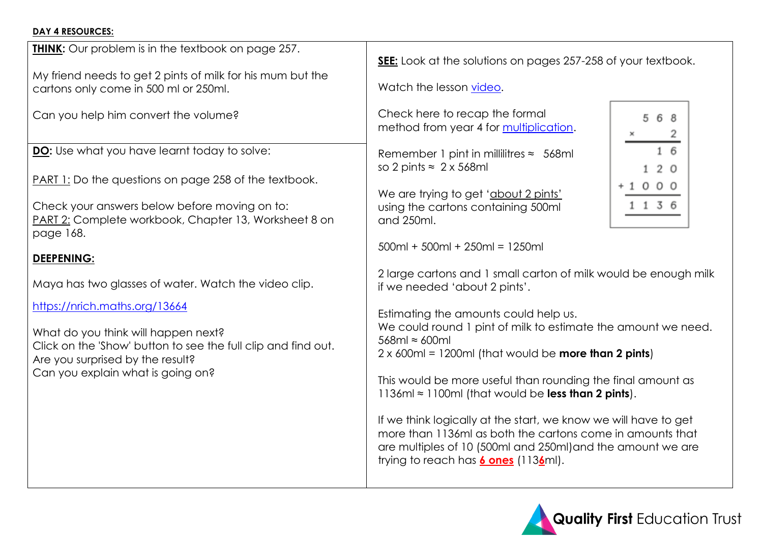**DAY 4 RESOURCES:**

**THINK:** Our problem is in the textbook on page 257.

My friend needs to get 2 pints of milk for his mum but the cartons only come in 500 ml or 250ml.

Can you help him convert the volume?

**DO:** Use what you have learnt today to solve:

PART 1: Do the questions on page 258 of the textbook.

Check your answers below before moving on to:
PART 2: Complete workbook, Chapter 13, Worksheet 8 on page 168.

**DEEPENING:**

Maya has two glasses of water. Watch the video clip.

https://nrich.maths.org/13664

What do you think will happen next?
Click on the 'Show' button to see the full clip and find out.
Are you surprised by the result?
Can you explain what is going on?

**SEE:** Look at the solutions on pages 257-258 of your textbook.

Watch the lesson video.

Check here to recap the formal method from year 4 for multiplication.

```
    5 6 8
  ×     2
  -------
      1 6
    1 2 0
+ 1 0 0 0
  -------
  1 1 3 6
```

Remember 1 pint in millilitres ≈ 568ml
so 2 pints ≈ 2 x 568ml

We are trying to get 'about 2 pints' using the cartons containing 500ml and 250ml.

500ml + 500ml + 250ml = 1250ml

2 large cartons and 1 small carton of milk would be enough milk if we needed 'about 2 pints'.

Estimating the amounts could help us.
We could round 1 pint of milk to estimate the amount we need.
568ml ≈ 600ml
2 x 600ml = 1200ml (that would be **more than 2 pints**)

This would be more useful than rounding the final amount as 1136ml ≈ 1100ml (that would be **less than 2 pints**).

If we think logically at the start, we know we will have to get more than 1136ml as both the cartons come in amounts that are multiples of 10 (500ml and 250ml)and the amount we are trying to reach has **6 ones** (113**6**ml).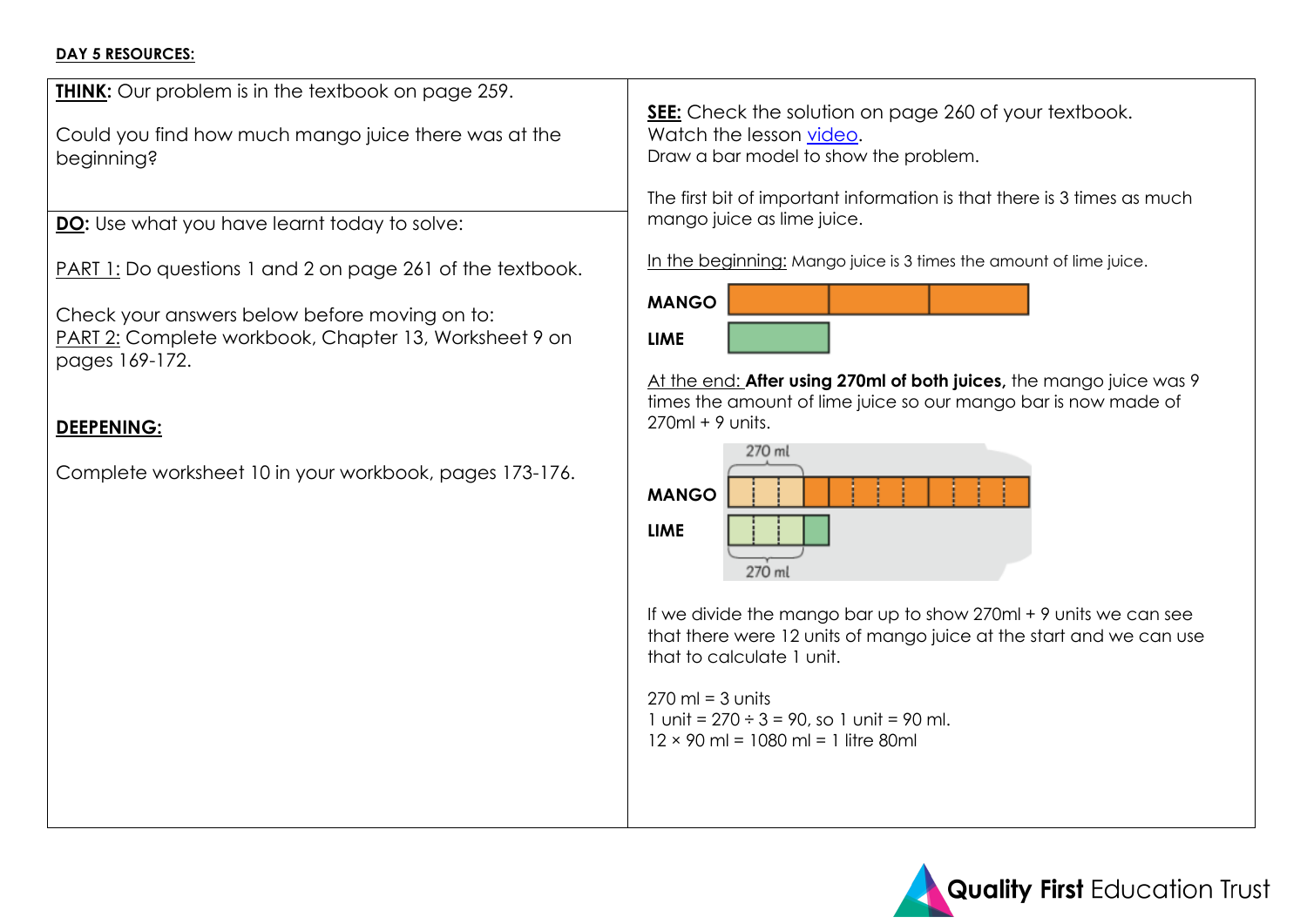**DAY 5 RESOURCES:**

**THINK:** Our problem is in the textbook on page 259.

Could you find how much mango juice there was at the beginning?

**DO:** Use what you have learnt today to solve:

PART 1: Do questions 1 and 2 on page 261 of the textbook.

Check your answers below before moving on to:
PART 2: Complete workbook, Chapter 13, Worksheet 9 on pages 169-172.

**DEEPENING:**

Complete worksheet 10 in your workbook, pages 173-176.

**SEE:** Check the solution on page 260 of your textbook.
Watch the lesson video.
Draw a bar model to show the problem.

The first bit of important information is that there is 3 times as much mango juice as lime juice.

In the beginning: Mango juice is 3 times the amount of lime juice.

MANGO

LIME

At the end: **After using 270ml of both juices,** the mango juice was 9 times the amount of lime juice so our mango bar is now made of 270ml + 9 units.

270 ml

MANGO

LIME

270 ml

If we divide the mango bar up to show 270ml + 9 units we can see that there were 12 units of mango juice at the start and we can use that to calculate 1 unit.

270 ml = 3 units
1 unit = 270 ÷ 3 = 90, so 1 unit = 90 ml.
12 × 90 ml = 1080 ml = 1 litre 80ml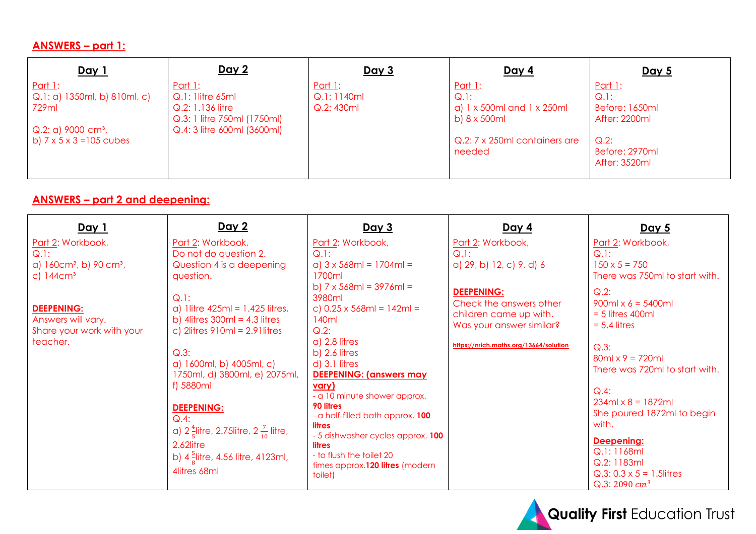## ANSWERS – part 1:

| Day 1 | Day 2 | Day 3 | Day 4 | Day 5 |
|---|---|---|---|---|
| Part 1:<br>Q.1: a) 1350ml, b) 810ml, c) 729ml<br><br>Q.2: a) 9000 $cm^3$,<br>b) 7 x 5 x 3 =105 cubes | Part 1:<br>Q.1: 1litre 65ml<br>Q.2: 1.136 litre<br>Q.3: 1 litre 750ml (1750ml)<br>Q.4: 3 litre 600ml (3600ml) | Part 1:<br>Q.1: 1140ml<br>Q.2: 430ml | Part 1:<br>Q.1:<br>a) 1 x 500ml and 1 x 250ml<br>b) 8 x 500ml<br><br>Q.2: 7 x 250ml containers are needed | Part 1:<br>Q.1:<br>Before: 1650ml<br>After: 2200ml<br><br>Q.2:<br>Before: 2970ml<br>After: 3520ml |

## ANSWERS – part 2 and deepening:

| Day 1 | Day 2 | Day 3 | Day 4 | Day 5 |
|---|---|---|---|---|
| Part 2: Workbook,<br>Q.1:<br>a) 160$cm^3$, b) 90 $cm^3$,<br>c) 144$cm^3$<br><br>**DEEPENING:**<br>Answers will vary.<br>Share your work with your teacher. | Part 2: Workbook,<br>Do not do question 2.<br>Question 4 is a deepening question.<br><br>Q.1:<br>a) 1litre 425ml = 1.425 litres,<br>b) 4litres 300ml = 4.3 litres<br>c) 2litres 910ml = 2.91litres<br><br>Q.3:<br>a) 1600ml, b) 4005ml, c) 1750ml, d) 3800ml, e) 2075ml, f) 5880ml<br><br>**DEEPENING:**<br>Q.4:<br>a) $2\frac{4}{5}$litre, 2.75litre, $2\frac{7}{10}$ litre, 2.62litre<br>b) $4\frac{5}{8}$litre, 4.56 litre, 4123ml, 4litres 68ml | Part 2: Workbook,<br>Q.1:<br>a) 3 x 568ml = 1704ml = 1700ml<br>b) 7 x 568ml = 3976ml = 3980ml<br>c) 0.25 x 568ml = 142ml = 140ml<br>Q.2:<br>a) 2.8 litres<br>b) 2.6 litres<br>d) 3.1 litres<br>**DEEPENING: (answers may vary)**<br>- a 10 minute shower approx. **90 litres**<br>- a half-filled bath approx. **100 litres**<br>- 5 dishwasher cycles approx. **100 litres**<br>- to flush the toilet 20 times approx.**120 litres** (modern toilet) | Part 2: Workbook,<br>Q.1:<br>a) 29, b) 12, c) 9, d) 6<br><br>**DEEPENING:**<br>Check the answers other children came up with.<br>Was your answer similar?<br><br>https://nrich.maths.org/13664/solution | Part 2: Workbook,<br>Q.1:<br>150 x 5 = 750<br>There was 750ml to start with.<br><br>Q.2:<br>900ml x 6 = 5400ml<br>= 5 litres 400ml<br>= 5.4 litres<br><br>Q.3:<br>80ml x 9 = 720ml<br>There was 720ml to start with.<br><br>Q.4:<br>234ml x 8 = 1872ml<br>She poured 1872ml to begin with.<br><br>**Deepening:**<br>Q.1: 1168ml<br>Q.2: 1183ml<br>Q.3: 0.3 x 5 = 1.5litres<br>Q.3: 2090 $cm^3$ |

Quality First Education Trust